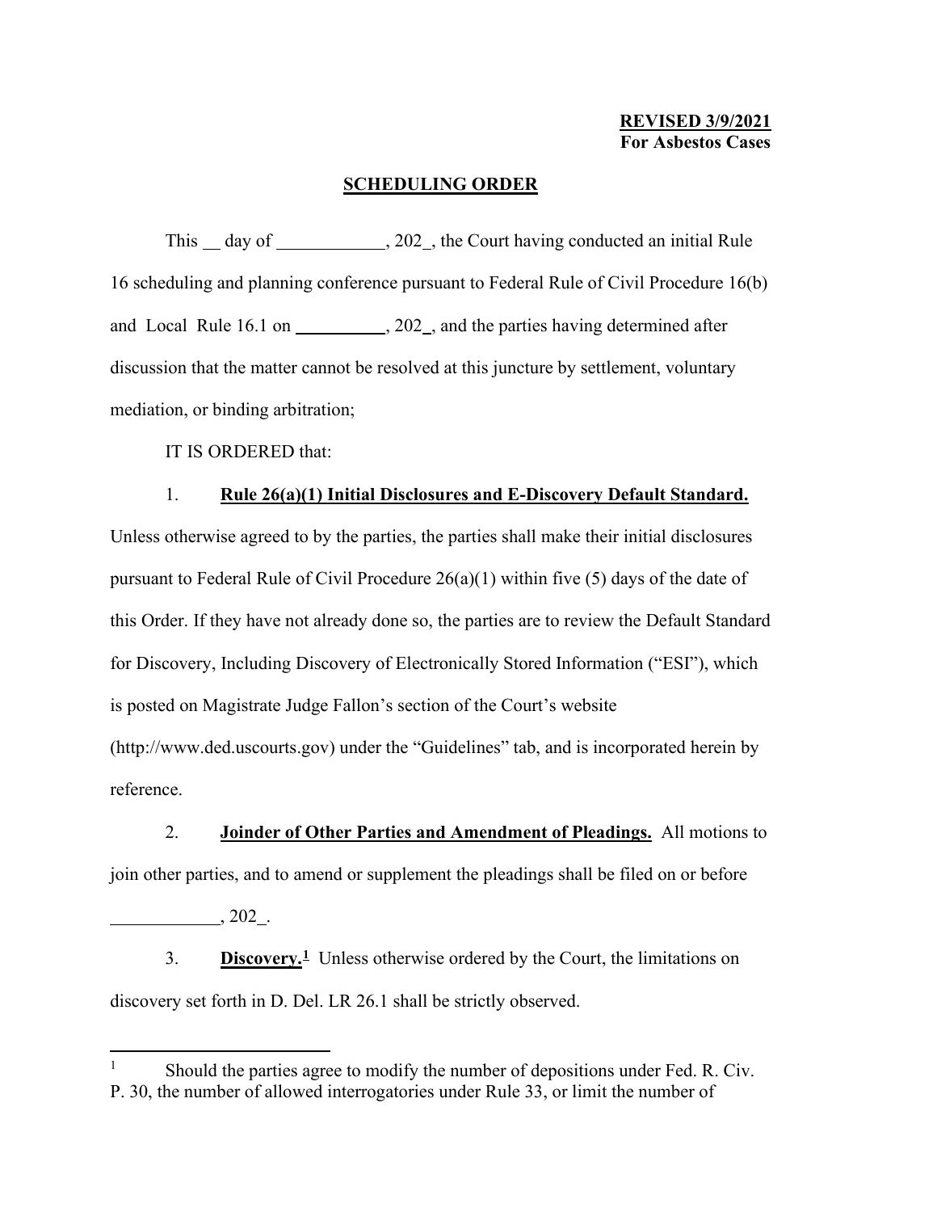**REVISED 3/9/2021**
**For Asbestos Cases**

# SCHEDULING ORDER

This __ day of ____________, 202_, the Court having conducted an initial Rule 16 scheduling and planning conference pursuant to Federal Rule of Civil Procedure 16(b) and Local Rule 16.1 on __________, 202_, and the parties having determined after discussion that the matter cannot be resolved at this juncture by settlement, voluntary mediation, or binding arbitration;

IT IS ORDERED that:

1. **Rule 26(a)(1) Initial Disclosures and E-Discovery Default Standard.** Unless otherwise agreed to by the parties, the parties shall make their initial disclosures pursuant to Federal Rule of Civil Procedure 26(a)(1) within five (5) days of the date of this Order. If they have not already done so, the parties are to review the Default Standard for Discovery, Including Discovery of Electronically Stored Information ("ESI"), which is posted on Magistrate Judge Fallon's section of the Court's website (http://www.ded.uscourts.gov) under the "Guidelines" tab, and is incorporated herein by reference.

2. **Joinder of Other Parties and Amendment of Pleadings.** All motions to join other parties, and to amend or supplement the pleadings shall be filed on or before ____________, 202_.

3. **Discovery.**[1] Unless otherwise ordered by the Court, the limitations on discovery set forth in D. Del. LR 26.1 shall be strictly observed.

---

[1] Should the parties agree to modify the number of depositions under Fed. R. Civ. P. 30, the number of allowed interrogatories under Rule 33, or limit the number of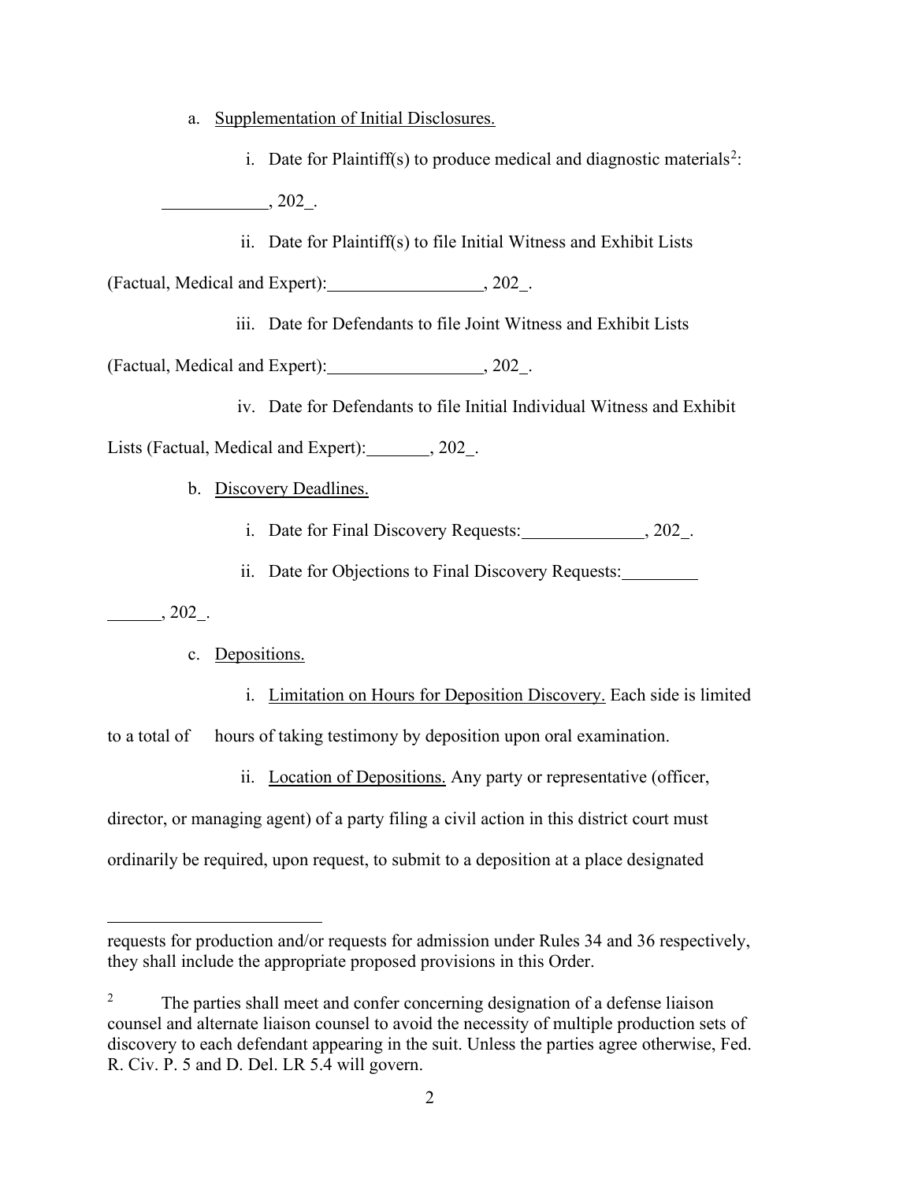a. Supplementation of Initial Disclosures.

i. Date for Plaintiff(s) to produce medical and diagnostic materials[2]: ____________, 202_.

ii. Date for Plaintiff(s) to file Initial Witness and Exhibit Lists (Factual, Medical and Expert): __________________, 202_.

iii. Date for Defendants to file Joint Witness and Exhibit Lists (Factual, Medical and Expert): __________________, 202_.

iv. Date for Defendants to file Initial Individual Witness and Exhibit Lists (Factual, Medical and Expert): _______, 202_.

b. Discovery Deadlines.

i. Date for Final Discovery Requests: ______________, 202_.

ii. Date for Objections to Final Discovery Requests: _______________, 202_.

c. Depositions.

i. Limitation on Hours for Deposition Discovery. Each side is limited to a total of hours of taking testimony by deposition upon oral examination.

ii. Location of Depositions. Any party or representative (officer, director, or managing agent) of a party filing a civil action in this district court must ordinarily be required, upon request, to submit to a deposition at a place designated

---

requests for production and/or requests for admission under Rules 34 and 36 respectively, they shall include the appropriate proposed provisions in this Order.

[2] The parties shall meet and confer concerning designation of a defense liaison counsel and alternate liaison counsel to avoid the necessity of multiple production sets of discovery to each defendant appearing in the suit. Unless the parties agree otherwise, Fed. R. Civ. P. 5 and D. Del. LR 5.4 will govern.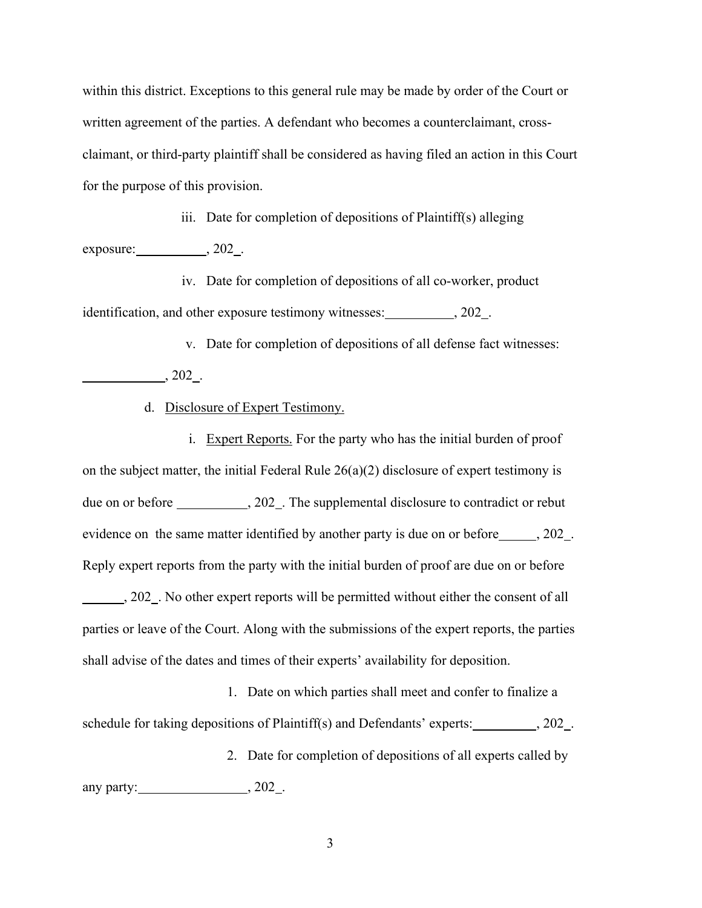within this district. Exceptions to this general rule may be made by order of the Court or written agreement of the parties. A defendant who becomes a counterclaimant, cross-claimant, or third-party plaintiff shall be considered as having filed an action in this Court for the purpose of this provision.

iii. Date for completion of depositions of Plaintiff(s) alleging exposure:__________, 202_.

iv. Date for completion of depositions of all co-worker, product identification, and other exposure testimony witnesses:__________, 202_.

v. Date for completion of depositions of all defense fact witnesses: __________, 202_.

d. Disclosure of Expert Testimony.

i. Expert Reports. For the party who has the initial burden of proof on the subject matter, the initial Federal Rule 26(a)(2) disclosure of expert testimony is due on or before __________, 202_. The supplemental disclosure to contradict or rebut evidence on the same matter identified by another party is due on or before______, 202_. Reply expert reports from the party with the initial burden of proof are due on or before ______, 202_. No other expert reports will be permitted without either the consent of all parties or leave of the Court. Along with the submissions of the expert reports, the parties shall advise of the dates and times of their experts' availability for deposition.

1. Date on which parties shall meet and confer to finalize a schedule for taking depositions of Plaintiff(s) and Defendants' experts:__________, 202_.

2. Date for completion of depositions of all experts called by any party:________________, 202_.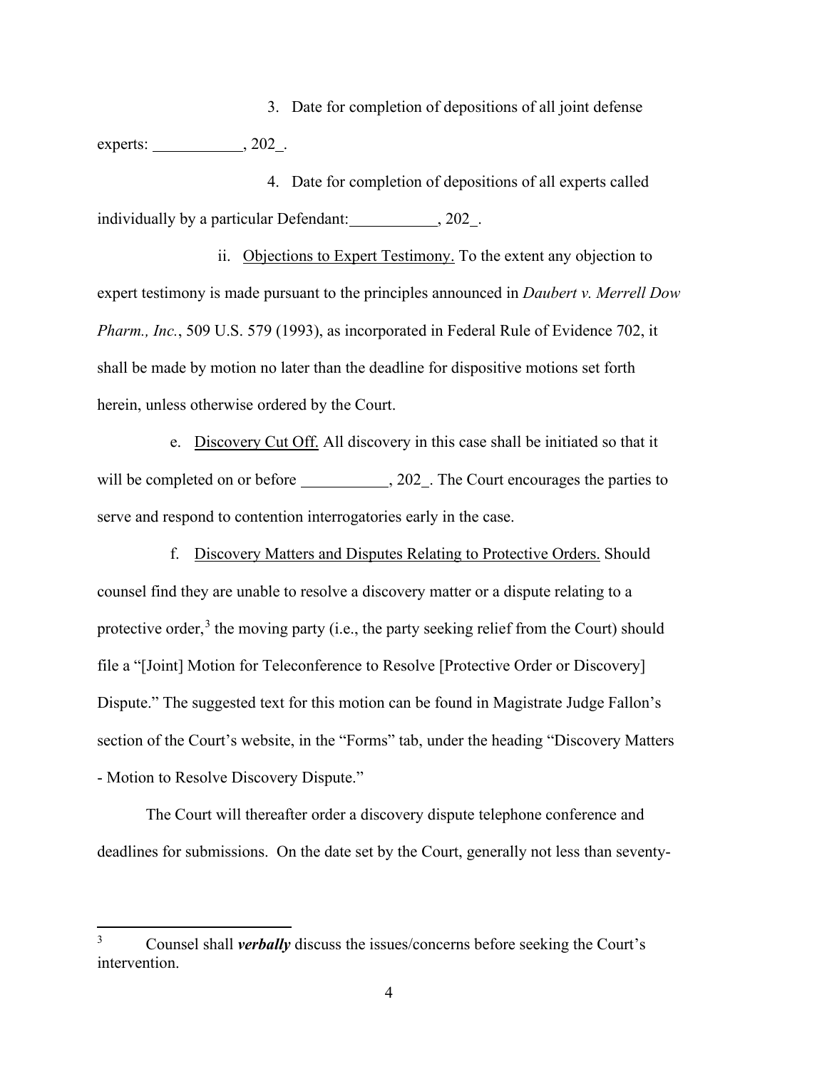3. Date for completion of depositions of all joint defense experts: ___________, 202_.

4. Date for completion of depositions of all experts called individually by a particular Defendant: ___________, 202_.

ii. <u>Objections to Expert Testimony.</u> To the extent any objection to expert testimony is made pursuant to the principles announced in *Daubert v. Merrell Dow Pharm., Inc.*, 509 U.S. 579 (1993), as incorporated in Federal Rule of Evidence 702, it shall be made by motion no later than the deadline for dispositive motions set forth herein, unless otherwise ordered by the Court.

e. <u>Discovery Cut Off.</u> All discovery in this case shall be initiated so that it will be completed on or before ___________, 202_. The Court encourages the parties to serve and respond to contention interrogatories early in the case.

f. <u>Discovery Matters and Disputes Relating to Protective Orders.</u> Should counsel find they are unable to resolve a discovery matter or a dispute relating to a protective order,[3] the moving party (i.e., the party seeking relief from the Court) should file a "[Joint] Motion for Teleconference to Resolve [Protective Order or Discovery] Dispute." The suggested text for this motion can be found in Magistrate Judge Fallon's section of the Court's website, in the "Forms" tab, under the heading "Discovery Matters - Motion to Resolve Discovery Dispute."

The Court will thereafter order a discovery dispute telephone conference and deadlines for submissions. On the date set by the Court, generally not less than seventy-

---

[3] Counsel shall ***verbally*** discuss the issues/concerns before seeking the Court's intervention.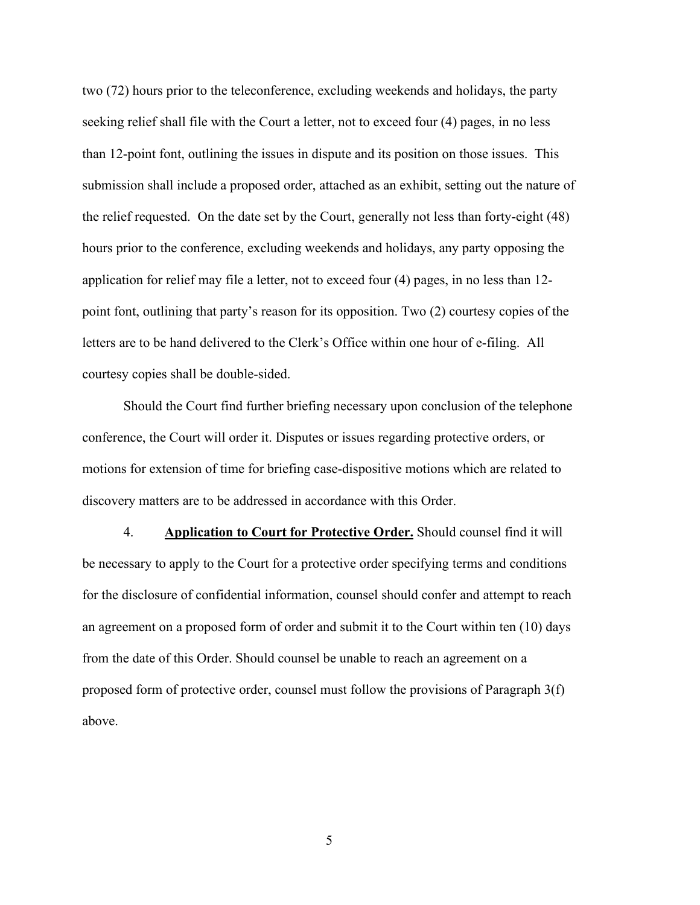two (72) hours prior to the teleconference, excluding weekends and holidays, the party seeking relief shall file with the Court a letter, not to exceed four (4) pages, in no less than 12-point font, outlining the issues in dispute and its position on those issues. This submission shall include a proposed order, attached as an exhibit, setting out the nature of the relief requested. On the date set by the Court, generally not less than forty-eight (48) hours prior to the conference, excluding weekends and holidays, any party opposing the application for relief may file a letter, not to exceed four (4) pages, in no less than 12-point font, outlining that party's reason for its opposition. Two (2) courtesy copies of the letters are to be hand delivered to the Clerk's Office within one hour of e-filing. All courtesy copies shall be double-sided.

Should the Court find further briefing necessary upon conclusion of the telephone conference, the Court will order it. Disputes or issues regarding protective orders, or motions for extension of time for briefing case-dispositive motions which are related to discovery matters are to be addressed in accordance with this Order.

4. **Application to Court for Protective Order.** Should counsel find it will be necessary to apply to the Court for a protective order specifying terms and conditions for the disclosure of confidential information, counsel should confer and attempt to reach an agreement on a proposed form of order and submit it to the Court within ten (10) days from the date of this Order. Should counsel be unable to reach an agreement on a proposed form of protective order, counsel must follow the provisions of Paragraph 3(f) above.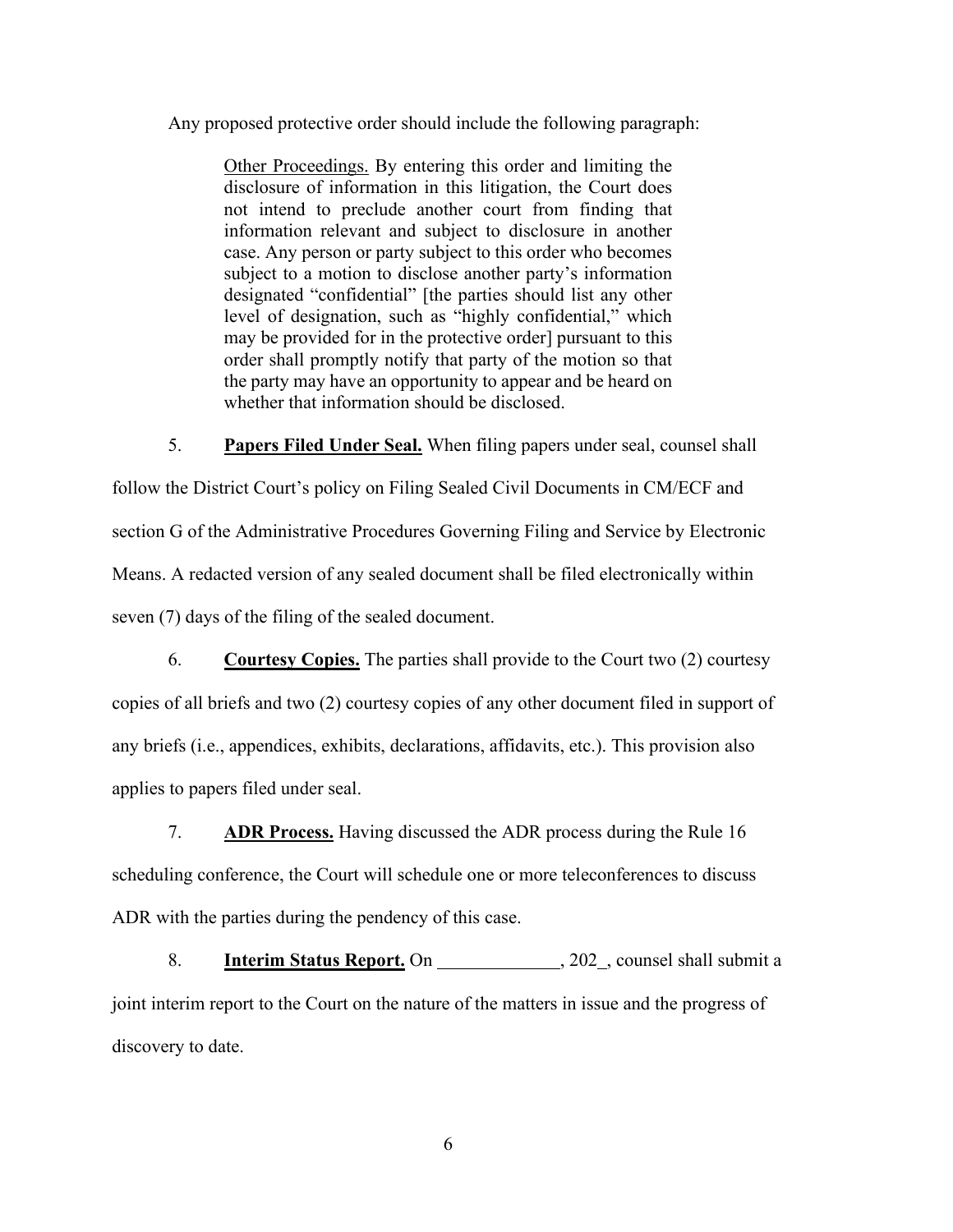Any proposed protective order should include the following paragraph:

> Other Proceedings. By entering this order and limiting the disclosure of information in this litigation, the Court does not intend to preclude another court from finding that information relevant and subject to disclosure in another case. Any person or party subject to this order who becomes subject to a motion to disclose another party's information designated "confidential" [the parties should list any other level of designation, such as "highly confidential," which may be provided for in the protective order] pursuant to this order shall promptly notify that party of the motion so that the party may have an opportunity to appear and be heard on whether that information should be disclosed.

5. **Papers Filed Under Seal.** When filing papers under seal, counsel shall follow the District Court's policy on Filing Sealed Civil Documents in CM/ECF and section G of the Administrative Procedures Governing Filing and Service by Electronic Means. A redacted version of any sealed document shall be filed electronically within seven (7) days of the filing of the sealed document.

6. **Courtesy Copies.** The parties shall provide to the Court two (2) courtesy copies of all briefs and two (2) courtesy copies of any other document filed in support of any briefs (i.e., appendices, exhibits, declarations, affidavits, etc.). This provision also applies to papers filed under seal.

7. **ADR Process.** Having discussed the ADR process during the Rule 16 scheduling conference, the Court will schedule one or more teleconferences to discuss ADR with the parties during the pendency of this case.

8. **Interim Status Report.** On _____________, 202_, counsel shall submit a joint interim report to the Court on the nature of the matters in issue and the progress of discovery to date.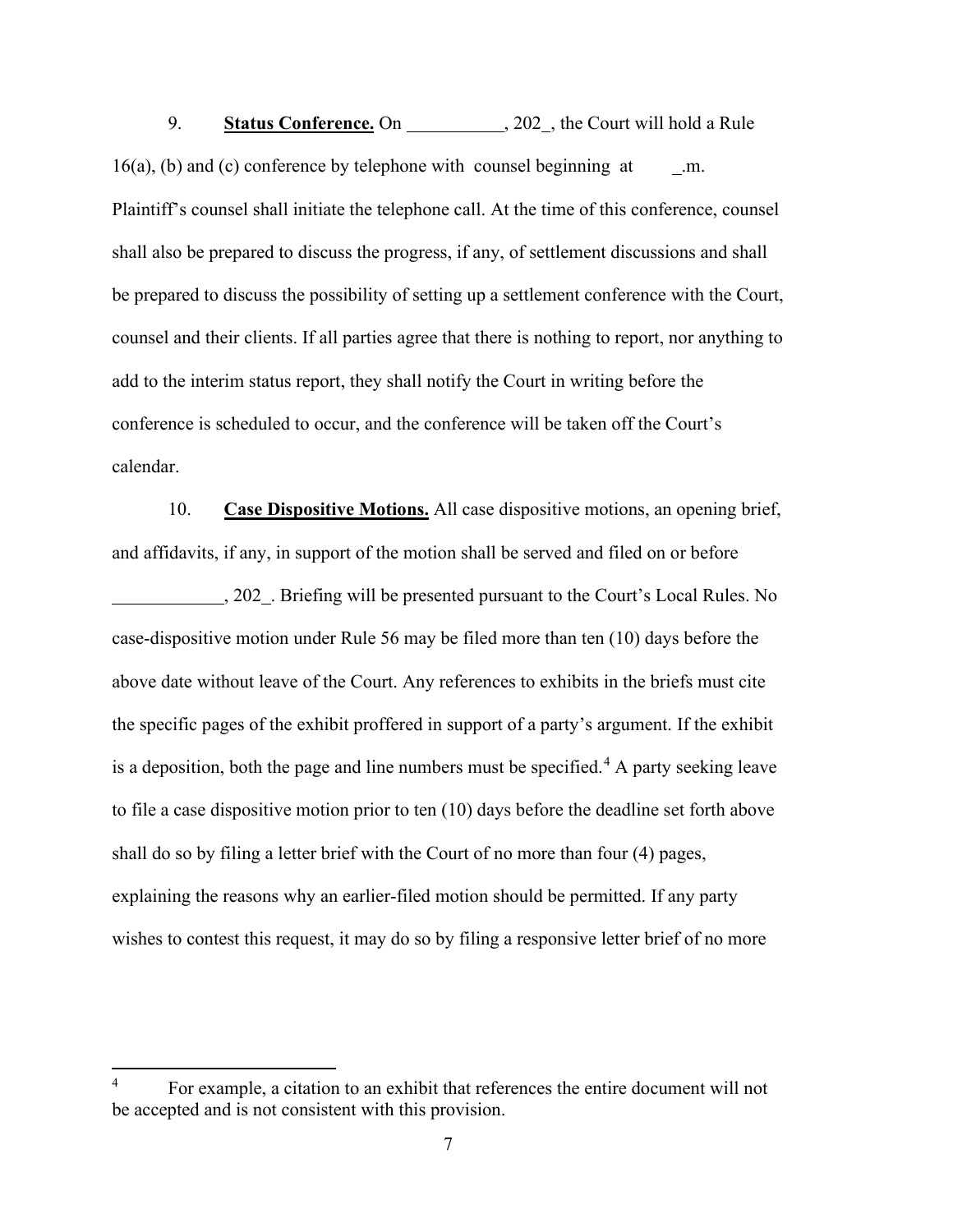9. **Status Conference.** On __________, 202_, the Court will hold a Rule 16(a), (b) and (c) conference by telephone with counsel beginning at _.m. Plaintiff's counsel shall initiate the telephone call. At the time of this conference, counsel shall also be prepared to discuss the progress, if any, of settlement discussions and shall be prepared to discuss the possibility of setting up a settlement conference with the Court, counsel and their clients. If all parties agree that there is nothing to report, nor anything to add to the interim status report, they shall notify the Court in writing before the conference is scheduled to occur, and the conference will be taken off the Court's calendar.

10. **Case Dispositive Motions.** All case dispositive motions, an opening brief, and affidavits, if any, in support of the motion shall be served and filed on or before ____________, 202_. Briefing will be presented pursuant to the Court's Local Rules. No case-dispositive motion under Rule 56 may be filed more than ten (10) days before the above date without leave of the Court. Any references to exhibits in the briefs must cite the specific pages of the exhibit proffered in support of a party's argument. If the exhibit is a deposition, both the page and line numbers must be specified.[4] A party seeking leave to file a case dispositive motion prior to ten (10) days before the deadline set forth above shall do so by filing a letter brief with the Court of no more than four (4) pages, explaining the reasons why an earlier-filed motion should be permitted. If any party wishes to contest this request, it may do so by filing a responsive letter brief of no more

[4] For example, a citation to an exhibit that references the entire document will not be accepted and is not consistent with this provision.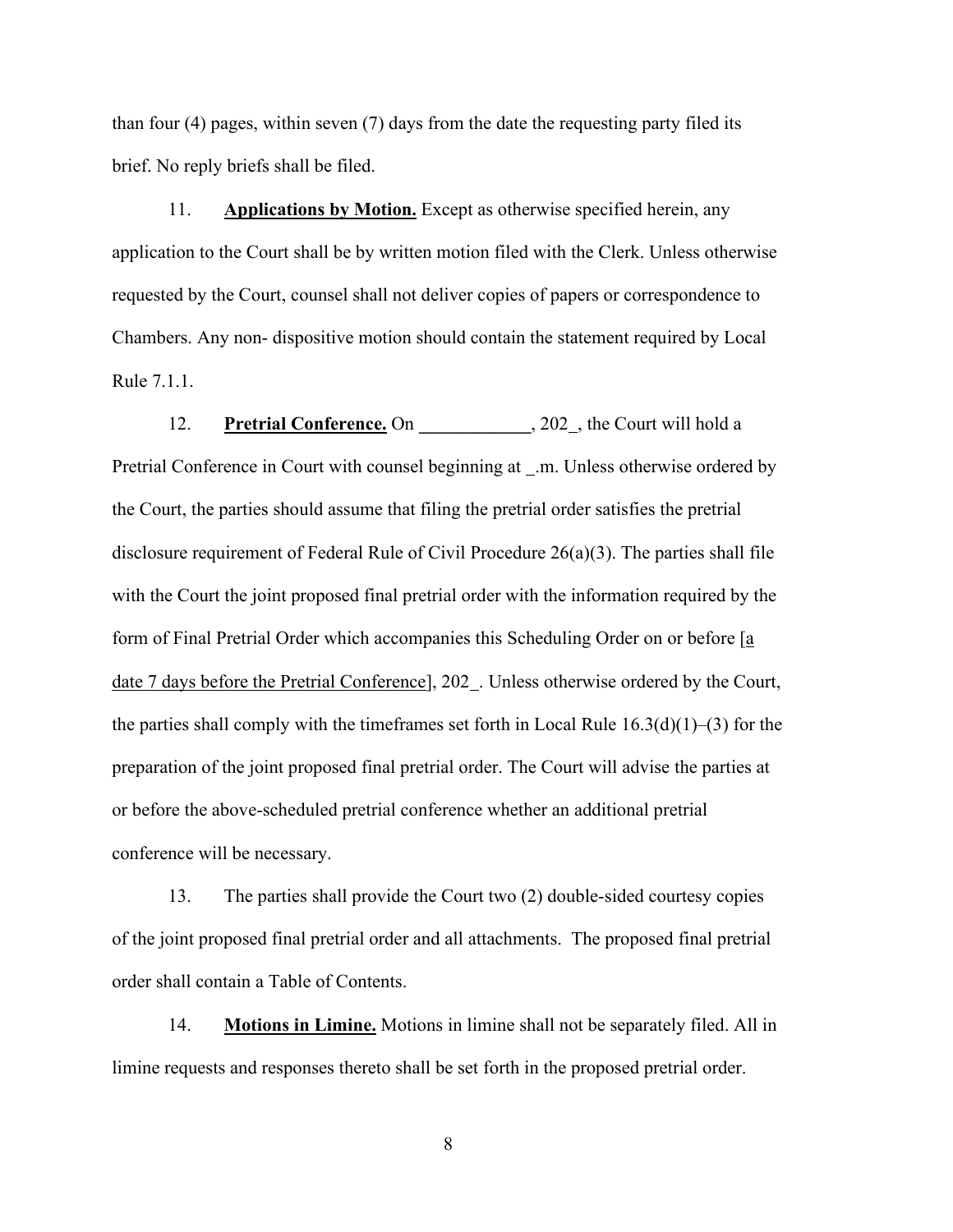than four (4) pages, within seven (7) days from the date the requesting party filed its brief. No reply briefs shall be filed.

11. **Applications by Motion.** Except as otherwise specified herein, any application to the Court shall be by written motion filed with the Clerk. Unless otherwise requested by the Court, counsel shall not deliver copies of papers or correspondence to Chambers. Any non- dispositive motion should contain the statement required by Local Rule 7.1.1.

12. **Pretrial Conference.** On ____________, 202_, the Court will hold a Pretrial Conference in Court with counsel beginning at _.m. Unless otherwise ordered by the Court, the parties should assume that filing the pretrial order satisfies the pretrial disclosure requirement of Federal Rule of Civil Procedure 26(a)(3). The parties shall file with the Court the joint proposed final pretrial order with the information required by the form of Final Pretrial Order which accompanies this Scheduling Order on or before [a date 7 days before the Pretrial Conference], 202_. Unless otherwise ordered by the Court, the parties shall comply with the timeframes set forth in Local Rule 16.3(d)(1)–(3) for the preparation of the joint proposed final pretrial order. The Court will advise the parties at or before the above-scheduled pretrial conference whether an additional pretrial conference will be necessary.

13. The parties shall provide the Court two (2) double-sided courtesy copies of the joint proposed final pretrial order and all attachments. The proposed final pretrial order shall contain a Table of Contents.

14. **Motions in Limine.** Motions in limine shall not be separately filed. All in limine requests and responses thereto shall be set forth in the proposed pretrial order.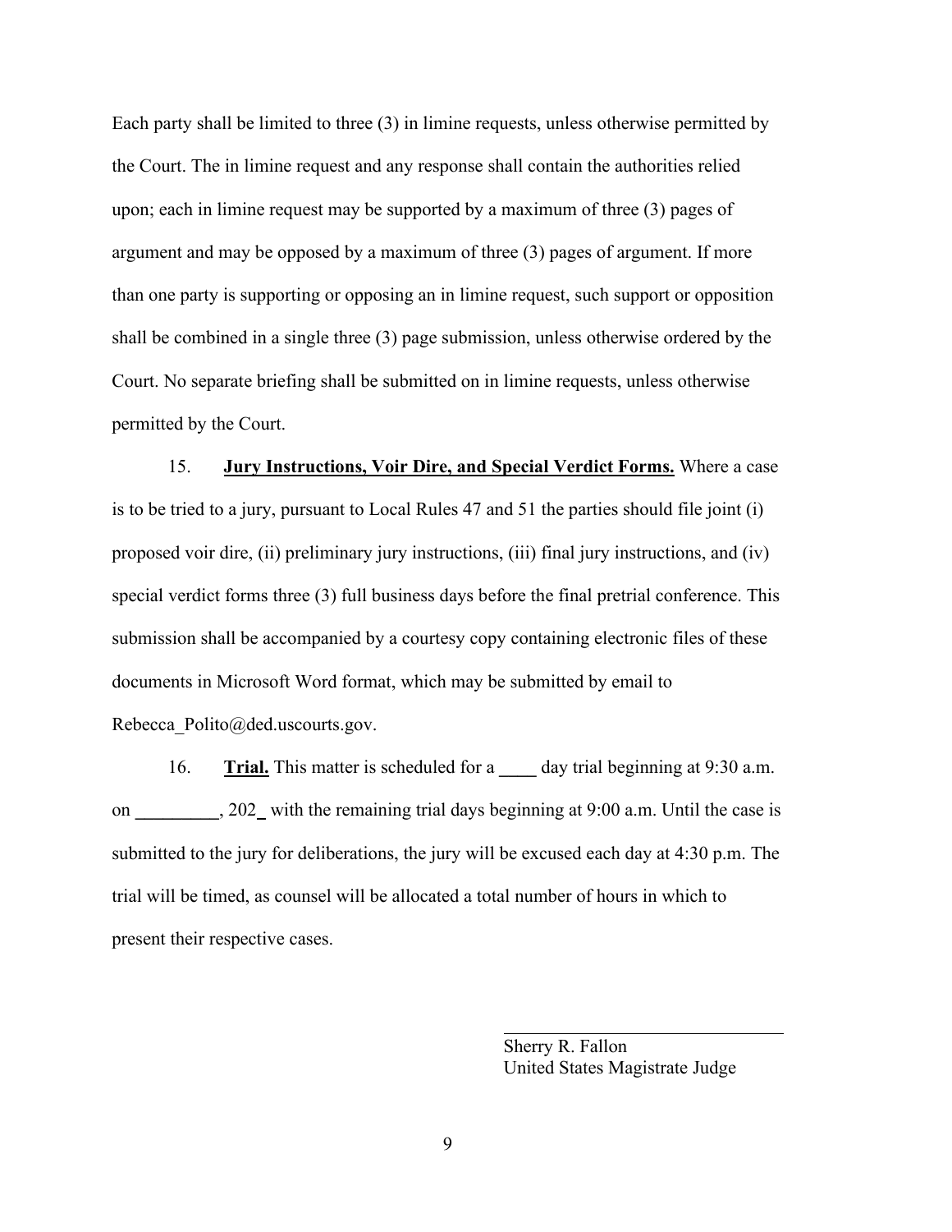Each party shall be limited to three (3) in limine requests, unless otherwise permitted by the Court. The in limine request and any response shall contain the authorities relied upon; each in limine request may be supported by a maximum of three (3) pages of argument and may be opposed by a maximum of three (3) pages of argument. If more than one party is supporting or opposing an in limine request, such support or opposition shall be combined in a single three (3) page submission, unless otherwise ordered by the Court. No separate briefing shall be submitted on in limine requests, unless otherwise permitted by the Court.

15. **Jury Instructions, Voir Dire, and Special Verdict Forms.** Where a case is to be tried to a jury, pursuant to Local Rules 47 and 51 the parties should file joint (i) proposed voir dire, (ii) preliminary jury instructions, (iii) final jury instructions, and (iv) special verdict forms three (3) full business days before the final pretrial conference. This submission shall be accompanied by a courtesy copy containing electronic files of these documents in Microsoft Word format, which may be submitted by email to Rebecca_Polito@ded.uscourts.gov.

16. **Trial.** This matter is scheduled for a ____ day trial beginning at 9:30 a.m. on _________, 202_ with the remaining trial days beginning at 9:00 a.m. Until the case is submitted to the jury for deliberations, the jury will be excused each day at 4:30 p.m. The trial will be timed, as counsel will be allocated a total number of hours in which to present their respective cases.

______________________________
Sherry R. Fallon
United States Magistrate Judge